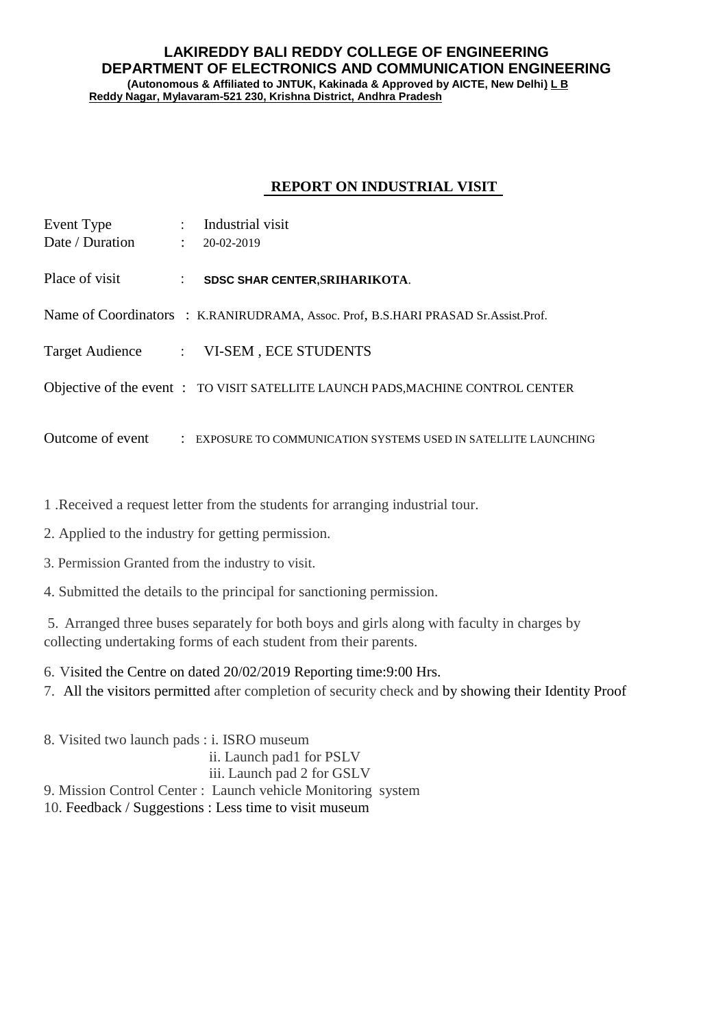**LAKIREDDY BALI REDDY COLLEGE OF ENGINEERING**
**DEPARTMENT OF ELECTRONICS AND COMMUNICATION ENGINEERING**
**(Autonomous & Affiliated to JNTUK, Kakinada & Approved by AICTE, New Delhi) L B Reddy Nagar, Mylavaram-521 230, Krishna District, Andhra Pradesh**

## REPORT ON INDUSTRIAL VISIT

Event Type : Industrial visit
Date / Duration : 20-02-2019

Place of visit : **SDSC SHAR CENTER,SRIHARIKOTA**.

Name of Coordinators : K.RANIRUDRAMA, Assoc. Prof, B.S.HARI PRASAD Sr.Assist.Prof.

Target Audience : VI-SEM , ECE STUDENTS

Objective of the event : TO VISIT SATELLITE LAUNCH PADS,MACHINE CONTROL CENTER

Outcome of event : EXPOSURE TO COMMUNICATION SYSTEMS USED IN SATELLITE LAUNCHING

1 .Received a request letter from the students for arranging industrial tour.

2. Applied to the industry for getting permission.

3. Permission Granted from the industry to visit.

4. Submitted the details to the principal for sanctioning permission.

5. Arranged three buses separately for both boys and girls along with faculty in charges by collecting undertaking forms of each student from their parents.

6. Visited the Centre on dated 20/02/2019 Reporting time:9:00 Hrs.
7. All the visitors permitted after completion of security check and by showing their Identity Proof

8. Visited two launch pads : i. ISRO museum
   ii. Launch pad1 for PSLV
   iii. Launch pad 2 for GSLV
9. Mission Control Center : Launch vehicle Monitoring system
10. Feedback / Suggestions : Less time to visit museum